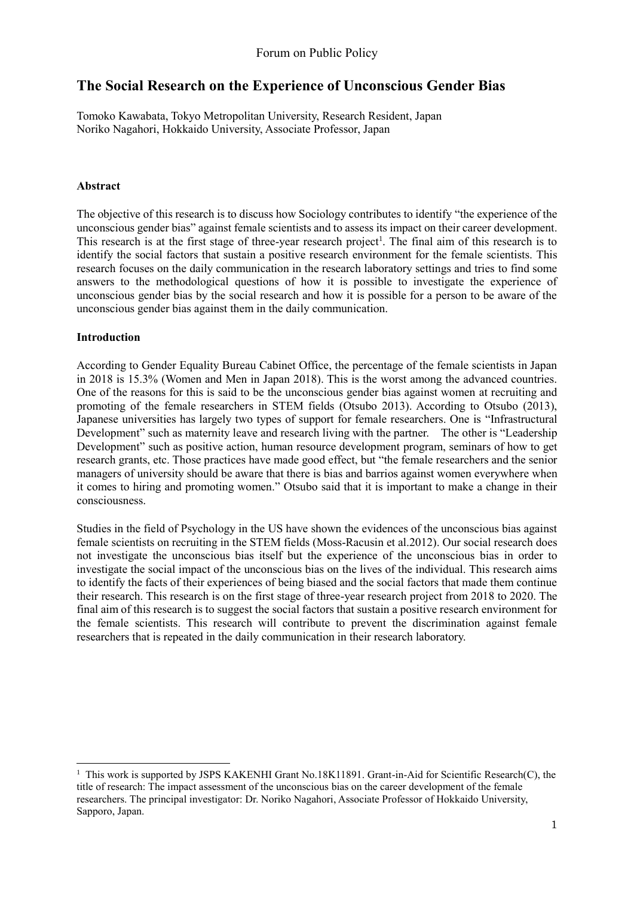# The Social Research on the Experience of Unconscious Gender Bias

Tomoko Kawabata, Tokyo Metropolitan University, Research Resident, Japan
Noriko Nagahori, Hokkaido University, Associate Professor, Japan

**Abstract**

The objective of this research is to discuss how Sociology contributes to identify "the experience of the unconscious gender bias" against female scientists and to assess its impact on their career development. This research is at the first stage of three-year research project[1]. The final aim of this research is to identify the social factors that sustain a positive research environment for the female scientists. This research focuses on the daily communication in the research laboratory settings and tries to find some answers to the methodological questions of how it is possible to investigate the experience of unconscious gender bias by the social research and how it is possible for a person to be aware of the unconscious gender bias against them in the daily communication.

**Introduction**

According to Gender Equality Bureau Cabinet Office, the percentage of the female scientists in Japan in 2018 is 15.3% (Women and Men in Japan 2018). This is the worst among the advanced countries. One of the reasons for this is said to be the unconscious gender bias against women at recruiting and promoting of the female researchers in STEM fields (Otsubo 2013). According to Otsubo (2013), Japanese universities has largely two types of support for female researchers. One is "Infrastructural Development" such as maternity leave and research living with the partner. The other is "Leadership Development" such as positive action, human resource development program, seminars of how to get research grants, etc. Those practices have made good effect, but "the female researchers and the senior managers of university should be aware that there is bias and barrios against women everywhere when it comes to hiring and promoting women." Otsubo said that it is important to make a change in their consciousness.

Studies in the field of Psychology in the US have shown the evidences of the unconscious bias against female scientists on recruiting in the STEM fields (Moss-Racusin et al.2012). Our social research does not investigate the unconscious bias itself but the experience of the unconscious bias in order to investigate the social impact of the unconscious bias on the lives of the individual. This research aims to identify the facts of their experiences of being biased and the social factors that made them continue their research. This research is on the first stage of three-year research project from 2018 to 2020. The final aim of this research is to suggest the social factors that sustain a positive research environment for the female scientists. This research will contribute to prevent the discrimination against female researchers that is repeated in the daily communication in their research laboratory.

---

[1] This work is supported by JSPS KAKENHI Grant No.18K11891. Grant-in-Aid for Scientific Research(C), the title of research: The impact assessment of the unconscious bias on the career development of the female researchers. The principal investigator: Dr. Noriko Nagahori, Associate Professor of Hokkaido University, Sapporo, Japan.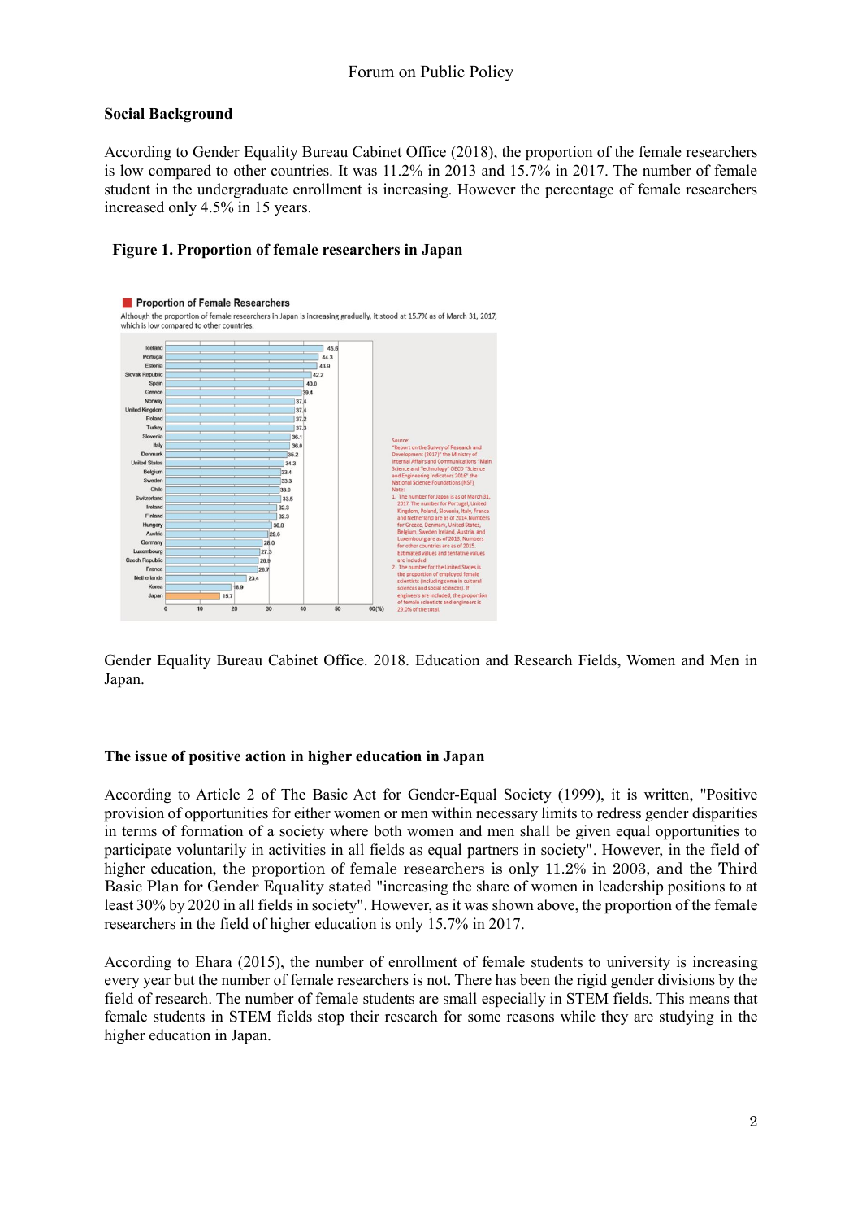## Social Background

According to Gender Equality Bureau Cabinet Office (2018), the proportion of the female researchers is low compared to other countries. It was 11.2% in 2013 and 15.7% in 2017. The number of female student in the undergraduate enrollment is increasing. However the percentage of female researchers increased only 4.5% in 15 years.

**Figure 1. Proportion of female researchers in Japan**

Gender Equality Bureau Cabinet Office. 2018. Education and Research Fields, Women and Men in Japan.

## The issue of positive action in higher education in Japan

According to Article 2 of The Basic Act for Gender-Equal Society (1999), it is written, "Positive provision of opportunities for either women or men within necessary limits to redress gender disparities in terms of formation of a society where both women and men shall be given equal opportunities to participate voluntarily in activities in all fields as equal partners in society". However, in the field of higher education, the proportion of female researchers is only 11.2% in 2003, and the Third Basic Plan for Gender Equality stated "increasing the share of women in leadership positions to at least 30% by 2020 in all fields in society". However, as it was shown above, the proportion of the female researchers in the field of higher education is only 15.7% in 2017.

According to Ehara (2015), the number of enrollment of female students to university is increasing every year but the number of female researchers is not. There has been the rigid gender divisions by the field of research. The number of female students are small especially in STEM fields. This means that female students in STEM fields stop their research for some reasons while they are studying in the higher education in Japan.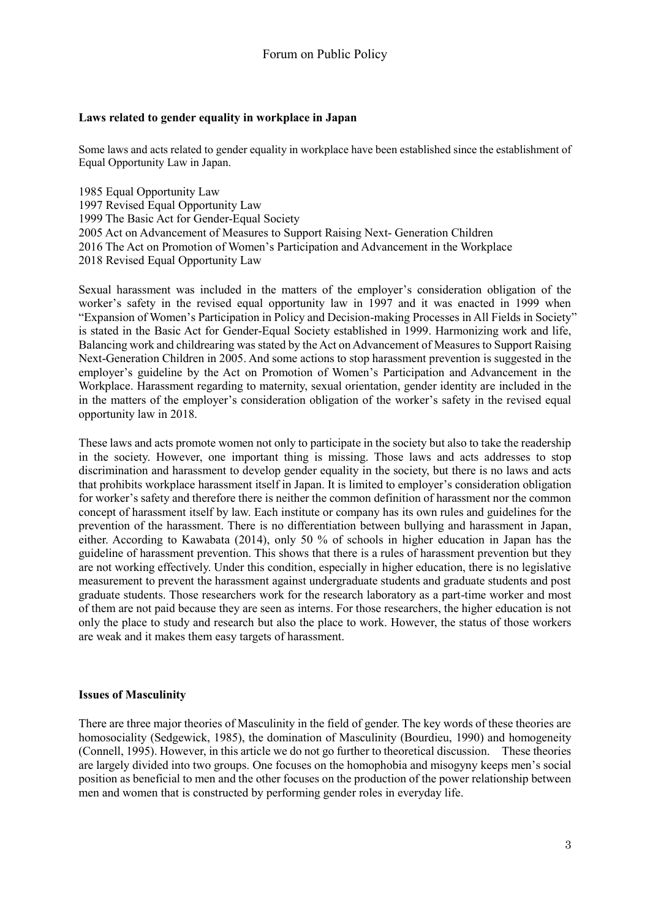**Laws related to gender equality in workplace in Japan**

Some laws and acts related to gender equality in workplace have been established since the establishment of Equal Opportunity Law in Japan.

1985 Equal Opportunity Law
1997 Revised Equal Opportunity Law
1999 The Basic Act for Gender-Equal Society
2005 Act on Advancement of Measures to Support Raising Next- Generation Children
2016 The Act on Promotion of Women's Participation and Advancement in the Workplace
2018 Revised Equal Opportunity Law

Sexual harassment was included in the matters of the employer's consideration obligation of the worker's safety in the revised equal opportunity law in 1997 and it was enacted in 1999 when "Expansion of Women's Participation in Policy and Decision-making Processes in All Fields in Society" is stated in the Basic Act for Gender-Equal Society established in 1999. Harmonizing work and life, Balancing work and childrearing was stated by the Act on Advancement of Measures to Support Raising Next-Generation Children in 2005. And some actions to stop harassment prevention is suggested in the employer's guideline by the Act on Promotion of Women's Participation and Advancement in the Workplace. Harassment regarding to maternity, sexual orientation, gender identity are included in the in the matters of the employer's consideration obligation of the worker's safety in the revised equal opportunity law in 2018.

These laws and acts promote women not only to participate in the society but also to take the readership in the society. However, one important thing is missing. Those laws and acts addresses to stop discrimination and harassment to develop gender equality in the society, but there is no laws and acts that prohibits workplace harassment itself in Japan. It is limited to employer's consideration obligation for worker's safety and therefore there is neither the common definition of harassment nor the common concept of harassment itself by law. Each institute or company has its own rules and guidelines for the prevention of the harassment. There is no differentiation between bullying and harassment in Japan, either. According to Kawabata (2014), only 50 % of schools in higher education in Japan has the guideline of harassment prevention. This shows that there is a rules of harassment prevention but they are not working effectively. Under this condition, especially in higher education, there is no legislative measurement to prevent the harassment against undergraduate students and graduate students and post graduate students. Those researchers work for the research laboratory as a part-time worker and most of them are not paid because they are seen as interns. For those researchers, the higher education is not only the place to study and research but also the place to work. However, the status of those workers are weak and it makes them easy targets of harassment.

**Issues of Masculinity**

There are three major theories of Masculinity in the field of gender. The key words of these theories are homosociality (Sedgewick, 1985), the domination of Masculinity (Bourdieu, 1990) and homogeneity (Connell, 1995). However, in this article we do not go further to theoretical discussion. These theories are largely divided into two groups. One focuses on the homophobia and misogyny keeps men's social position as beneficial to men and the other focuses on the production of the power relationship between men and women that is constructed by performing gender roles in everyday life.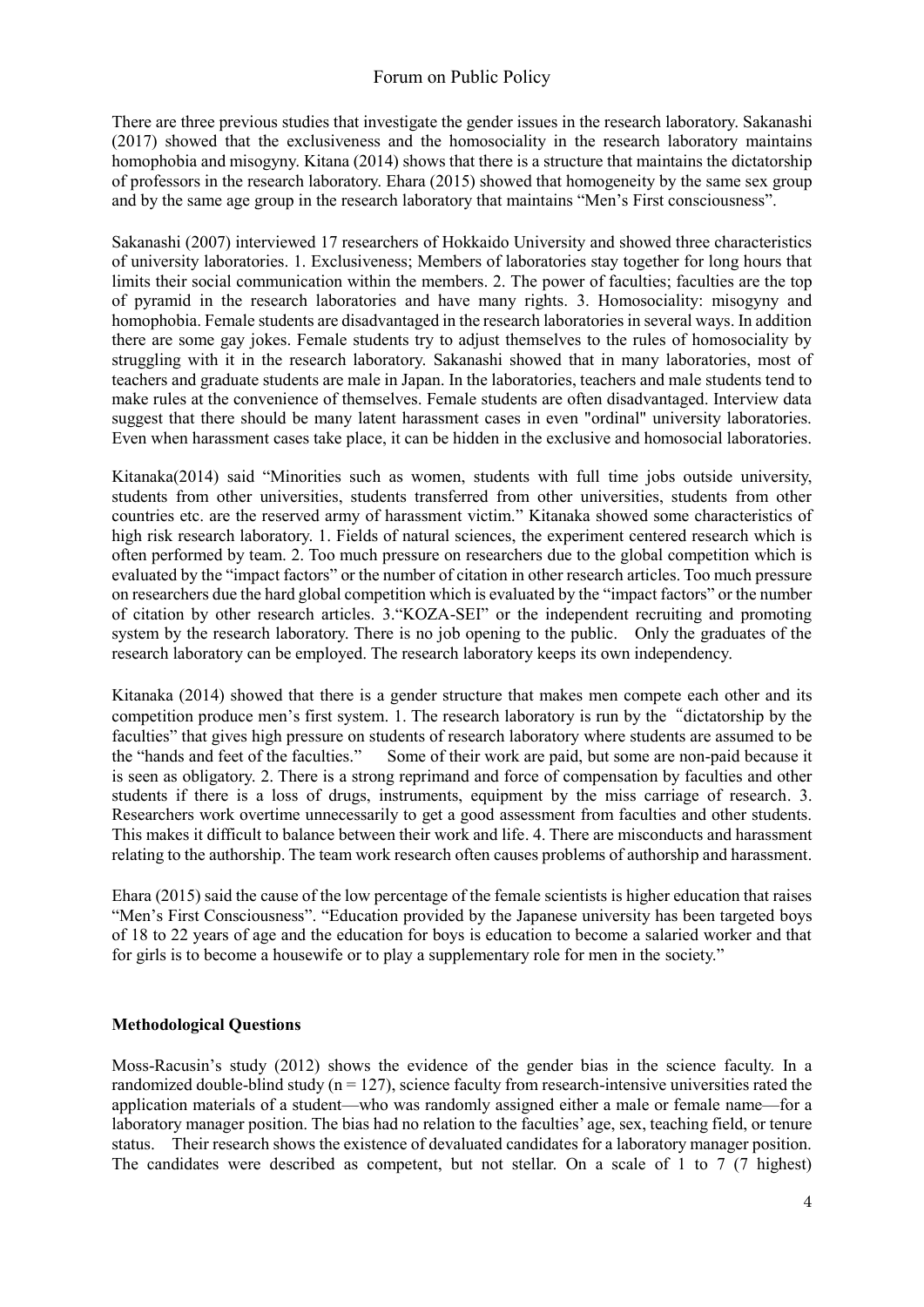There are three previous studies that investigate the gender issues in the research laboratory. Sakanashi (2017) showed that the exclusiveness and the homosociality in the research laboratory maintains homophobia and misogyny. Kitana (2014) shows that there is a structure that maintains the dictatorship of professors in the research laboratory. Ehara (2015) showed that homogeneity by the same sex group and by the same age group in the research laboratory that maintains "Men's First consciousness".

Sakanashi (2007) interviewed 17 researchers of Hokkaido University and showed three characteristics of university laboratories. 1. Exclusiveness; Members of laboratories stay together for long hours that limits their social communication within the members. 2. The power of faculties; faculties are the top of pyramid in the research laboratories and have many rights. 3. Homosociality: misogyny and homophobia. Female students are disadvantaged in the research laboratories in several ways. In addition there are some gay jokes. Female students try to adjust themselves to the rules of homosociality by struggling with it in the research laboratory. Sakanashi showed that in many laboratories, most of teachers and graduate students are male in Japan. In the laboratories, teachers and male students tend to make rules at the convenience of themselves. Female students are often disadvantaged. Interview data suggest that there should be many latent harassment cases in even "ordinal" university laboratories. Even when harassment cases take place, it can be hidden in the exclusive and homosocial laboratories.

Kitanaka(2014) said "Minorities such as women, students with full time jobs outside university, students from other universities, students transferred from other universities, students from other countries etc. are the reserved army of harassment victim." Kitanaka showed some characteristics of high risk research laboratory. 1. Fields of natural sciences, the experiment centered research which is often performed by team. 2. Too much pressure on researchers due to the global competition which is evaluated by the "impact factors" or the number of citation in other research articles. Too much pressure on researchers due the hard global competition which is evaluated by the "impact factors" or the number of citation by other research articles. 3."KOZA-SEI" or the independent recruiting and promoting system by the research laboratory. There is no job opening to the public. Only the graduates of the research laboratory can be employed. The research laboratory keeps its own independency.

Kitanaka (2014) showed that there is a gender structure that makes men compete each other and its competition produce men's first system. 1. The research laboratory is run by the "dictatorship by the faculties" that gives high pressure on students of research laboratory where students are assumed to be the "hands and feet of the faculties." Some of their work are paid, but some are non-paid because it is seen as obligatory. 2. There is a strong reprimand and force of compensation by faculties and other students if there is a loss of drugs, instruments, equipment by the miss carriage of research. 3. Researchers work overtime unnecessarily to get a good assessment from faculties and other students. This makes it difficult to balance between their work and life. 4. There are misconducts and harassment relating to the authorship. The team work research often causes problems of authorship and harassment.

Ehara (2015) said the cause of the low percentage of the female scientists is higher education that raises "Men's First Consciousness". "Education provided by the Japanese university has been targeted boys of 18 to 22 years of age and the education for boys is education to become a salaried worker and that for girls is to become a housewife or to play a supplementary role for men in the society."

**Methodological Questions**

Moss-Racusin's study (2012) shows the evidence of the gender bias in the science faculty. In a randomized double-blind study ($n = 127$), science faculty from research-intensive universities rated the application materials of a student—who was randomly assigned either a male or female name—for a laboratory manager position. The bias had no relation to the faculties' age, sex, teaching field, or tenure status. Their research shows the existence of devaluated candidates for a laboratory manager position. The candidates were described as competent, but not stellar. On a scale of 1 to 7 (7 highest)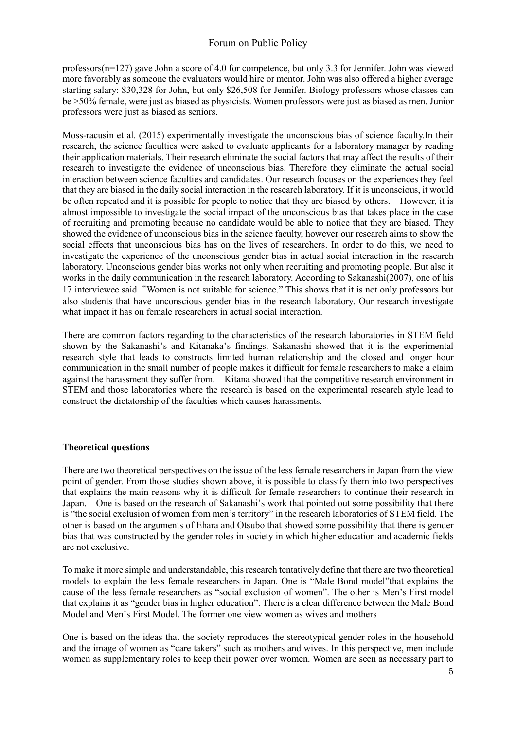professors(n=127) gave John a score of 4.0 for competence, but only 3.3 for Jennifer. John was viewed more favorably as someone the evaluators would hire or mentor. John was also offered a higher average starting salary: $30,328 for John, but only $26,508 for Jennifer. Biology professors whose classes can be >50% female, were just as biased as physicists. Women professors were just as biased as men. Junior professors were just as biased as seniors.

Moss-racusin et al. (2015) experimentally investigate the unconscious bias of science faculty.In their research, the science faculties were asked to evaluate applicants for a laboratory manager by reading their application materials. Their research eliminate the social factors that may affect the results of their research to investigate the evidence of unconscious bias. Therefore they eliminate the actual social interaction between science faculties and candidates. Our research focuses on the experiences they feel that they are biased in the daily social interaction in the research laboratory. If it is unconscious, it would be often repeated and it is possible for people to notice that they are biased by others. However, it is almost impossible to investigate the social impact of the unconscious bias that takes place in the case of recruiting and promoting because no candidate would be able to notice that they are biased. They showed the evidence of unconscious bias in the science faculty, however our research aims to show the social effects that unconscious bias has on the lives of researchers. In order to do this, we need to investigate the experience of the unconscious gender bias in actual social interaction in the research laboratory. Unconscious gender bias works not only when recruiting and promoting people. But also it works in the daily communication in the research laboratory. According to Sakanashi(2007), one of his 17 interviewee said "Women is not suitable for science." This shows that it is not only professors but also students that have unconscious gender bias in the research laboratory. Our research investigate what impact it has on female researchers in actual social interaction.

There are common factors regarding to the characteristics of the research laboratories in STEM field shown by the Sakanashi's and Kitanaka's findings. Sakanashi showed that it is the experimental research style that leads to constructs limited human relationship and the closed and longer hour communication in the small number of people makes it difficult for female researchers to make a claim against the harassment they suffer from. Kitana showed that the competitive research environment in STEM and those laboratories where the research is based on the experimental research style lead to construct the dictatorship of the faculties which causes harassments.

**Theoretical questions**

There are two theoretical perspectives on the issue of the less female researchers in Japan from the view point of gender. From those studies shown above, it is possible to classify them into two perspectives that explains the main reasons why it is difficult for female researchers to continue their research in Japan. One is based on the research of Sakanashi's work that pointed out some possibility that there is "the social exclusion of women from men's territory" in the research laboratories of STEM field. The other is based on the arguments of Ehara and Otsubo that showed some possibility that there is gender bias that was constructed by the gender roles in society in which higher education and academic fields are not exclusive.

To make it more simple and understandable, this research tentatively define that there are two theoretical models to explain the less female researchers in Japan. One is "Male Bond model"that explains the cause of the less female researchers as "social exclusion of women". The other is Men's First model that explains it as "gender bias in higher education". There is a clear difference between the Male Bond Model and Men's First Model. The former one view women as wives and mothers

One is based on the ideas that the society reproduces the stereotypical gender roles in the household and the image of women as "care takers" such as mothers and wives. In this perspective, men include women as supplementary roles to keep their power over women. Women are seen as necessary part to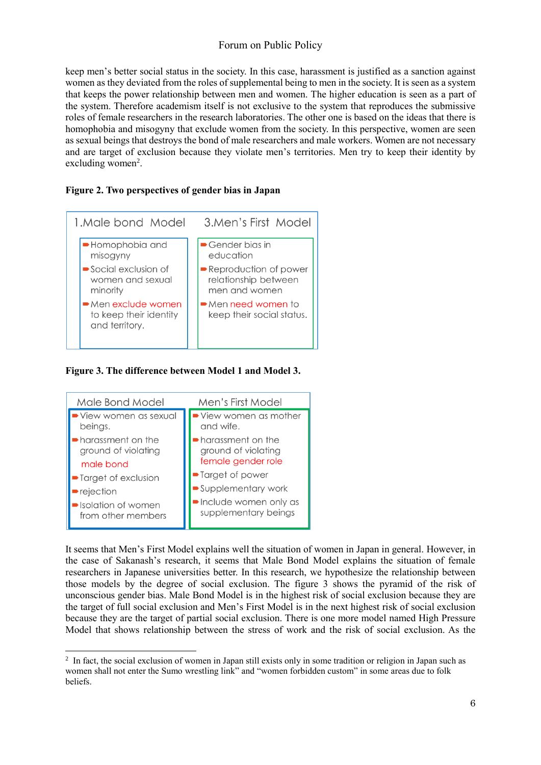keep men's better social status in the society. In this case, harassment is justified as a sanction against women as they deviated from the roles of supplemental being to men in the society. It is seen as a system that keeps the power relationship between men and women. The higher education is seen as a part of the system. Therefore academism itself is not exclusive to the system that reproduces the submissive roles of female researchers in the research laboratories. The other one is based on the ideas that there is homophobia and misogyny that exclude women from the society. In this perspective, women are seen as sexual beings that destroys the bond of male researchers and male workers. Women are not necessary and are target of exclusion because they violate men's territories. Men try to keep their identity by excluding women[2].

**Figure 2. Two perspectives of gender bias in Japan**

| 1.Male bond Model | 3.Men's First Model |
|---|---|
| Homophobia and misogyny | Gender bias in education |
| Social exclusion of women and sexual minority | Reproduction of power relationship between men and women |
| Men exclude women to keep their identity and territory. | Men need women to keep their social status. |

**Figure 3. The difference between Model 1 and Model 3.**

| Male Bond Model | Men's First Model |
|---|---|
| View women as sexual beings. | View women as mother and wife. |
| harassment on the ground of violating male bond | harassment on the ground of violating female gender role |
| Target of exclusion | Target of power |
| rejection | Supplementary work |
| Isolation of women from other members | Include women only as supplementary beings |

It seems that Men's First Model explains well the situation of women in Japan in general. However, in the case of Sakanash's research, it seems that Male Bond Model explains the situation of female researchers in Japanese universities better. In this research, we hypothesize the relationship between those models by the degree of social exclusion. The figure 3 shows the pyramid of the risk of unconscious gender bias. Male Bond Model is in the highest risk of social exclusion because they are the target of full social exclusion and Men's First Model is in the next highest risk of social exclusion because they are the target of partial social exclusion. There is one more model named High Pressure Model that shows relationship between the stress of work and the risk of social exclusion. As the

---

[2] In fact, the social exclusion of women in Japan still exists only in some tradition or religion in Japan such as women shall not enter the Sumo wrestling link" and "women forbidden custom" in some areas due to folk beliefs.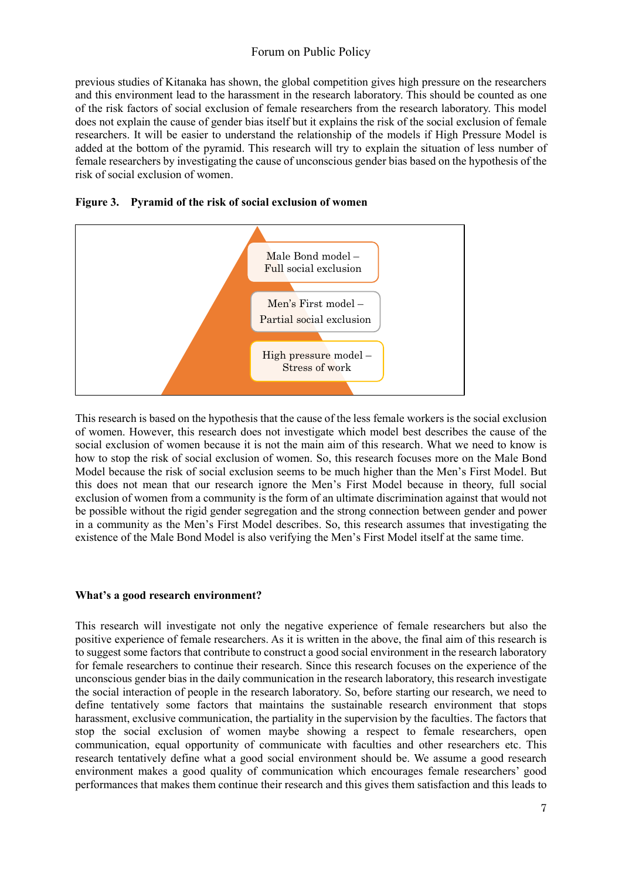previous studies of Kitanaka has shown, the global competition gives high pressure on the researchers and this environment lead to the harassment in the research laboratory. This should be counted as one of the risk factors of social exclusion of female researchers from the research laboratory. This model does not explain the cause of gender bias itself but it explains the risk of the social exclusion of female researchers. It will be easier to understand the relationship of the models if High Pressure Model is added at the bottom of the pyramid. This research will try to explain the situation of less number of female researchers by investigating the cause of unconscious gender bias based on the hypothesis of the risk of social exclusion of women.

**Figure 3. Pyramid of the risk of social exclusion of women**

Male Bond model – Full social exclusion

Men's First model – Partial social exclusion

High pressure model – Stress of work

This research is based on the hypothesis that the cause of the less female workers is the social exclusion of women. However, this research does not investigate which model best describes the cause of the social exclusion of women because it is not the main aim of this research. What we need to know is how to stop the risk of social exclusion of women. So, this research focuses more on the Male Bond Model because the risk of social exclusion seems to be much higher than the Men's First Model. But this does not mean that our research ignore the Men's First Model because in theory, full social exclusion of women from a community is the form of an ultimate discrimination against that would not be possible without the rigid gender segregation and the strong connection between gender and power in a community as the Men's First Model describes. So, this research assumes that investigating the existence of the Male Bond Model is also verifying the Men's First Model itself at the same time.

### What's a good research environment?

This research will investigate not only the negative experience of female researchers but also the positive experience of female researchers. As it is written in the above, the final aim of this research is to suggest some factors that contribute to construct a good social environment in the research laboratory for female researchers to continue their research. Since this research focuses on the experience of the unconscious gender bias in the daily communication in the research laboratory, this research investigate the social interaction of people in the research laboratory. So, before starting our research, we need to define tentatively some factors that maintains the sustainable research environment that stops harassment, exclusive communication, the partiality in the supervision by the faculties. The factors that stop the social exclusion of women maybe showing a respect to female researchers, open communication, equal opportunity of communicate with faculties and other researchers etc. This research tentatively define what a good social environment should be. We assume a good research environment makes a good quality of communication which encourages female researchers' good performances that makes them continue their research and this gives them satisfaction and this leads to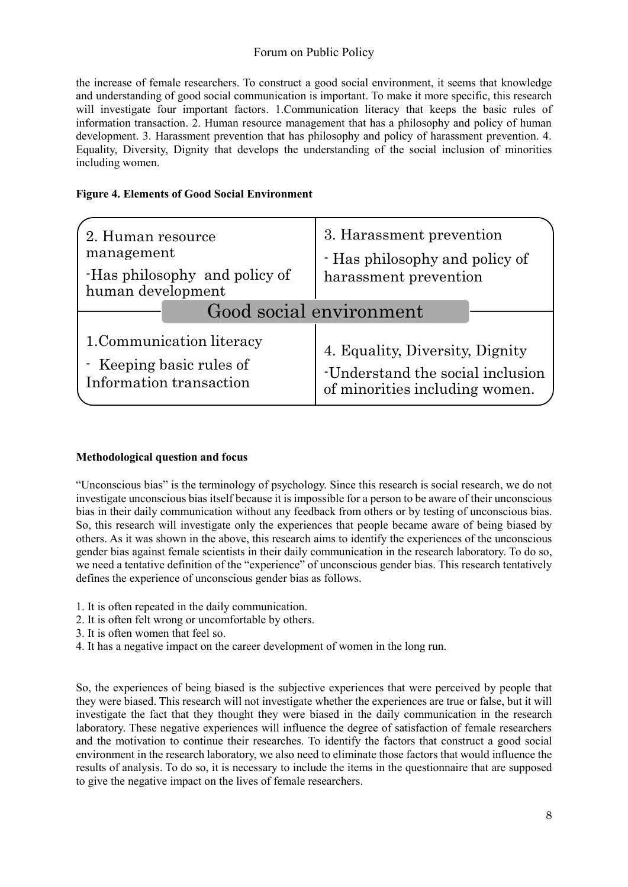the increase of female researchers. To construct a good social environment, it seems that knowledge and understanding of good social communication is important. To make it more specific, this research will investigate four important factors. 1.Communication literacy that keeps the basic rules of information transaction. 2. Human resource management that has a philosophy and policy of human development. 3. Harassment prevention that has philosophy and policy of harassment prevention. 4. Equality, Diversity, Dignity that develops the understanding of the social inclusion of minorities including women.

**Figure 4. Elements of Good Social Environment**

| 2. Human resource management<br>-Has philosophy and policy of human development | 3. Harassment prevention<br>- Has philosophy and policy of harassment prevention |
|---|---|
| **Good social environment** | |
| 1.Communication literacy<br>- Keeping basic rules of Information transaction | 4. Equality, Diversity, Dignity<br>-Understand the social inclusion of minorities including women. |

**Methodological question and focus**

"Unconscious bias" is the terminology of psychology. Since this research is social research, we do not investigate unconscious bias itself because it is impossible for a person to be aware of their unconscious bias in their daily communication without any feedback from others or by testing of unconscious bias. So, this research will investigate only the experiences that people became aware of being biased by others. As it was shown in the above, this research aims to identify the experiences of the unconscious gender bias against female scientists in their daily communication in the research laboratory. To do so, we need a tentative definition of the "experience" of unconscious gender bias. This research tentatively defines the experience of unconscious gender bias as follows.

1. It is often repeated in the daily communication.
2. It is often felt wrong or uncomfortable by others.
3. It is often women that feel so.
4. It has a negative impact on the career development of women in the long run.

So, the experiences of being biased is the subjective experiences that were perceived by people that they were biased. This research will not investigate whether the experiences are true or false, but it will investigate the fact that they thought they were biased in the daily communication in the research laboratory. These negative experiences will influence the degree of satisfaction of female researchers and the motivation to continue their researches. To identify the factors that construct a good social environment in the research laboratory, we also need to eliminate those factors that would influence the results of analysis. To do so, it is necessary to include the items in the questionnaire that are supposed to give the negative impact on the lives of female researchers.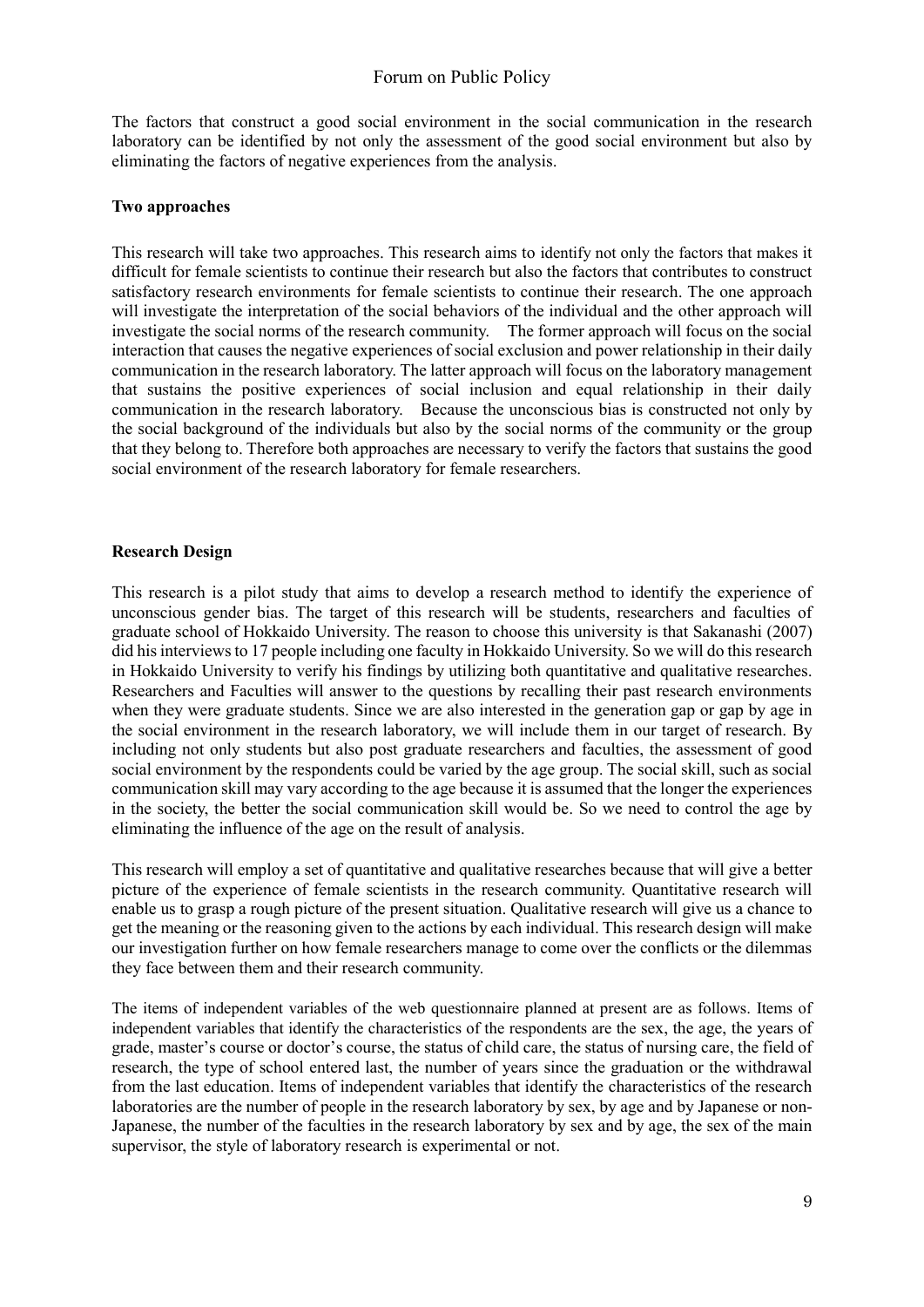The factors that construct a good social environment in the social communication in the research laboratory can be identified by not only the assessment of the good social environment but also by eliminating the factors of negative experiences from the analysis.

**Two approaches**

This research will take two approaches. This research aims to identify not only the factors that makes it difficult for female scientists to continue their research but also the factors that contributes to construct satisfactory research environments for female scientists to continue their research. The one approach will investigate the interpretation of the social behaviors of the individual and the other approach will investigate the social norms of the research community. The former approach will focus on the social interaction that causes the negative experiences of social exclusion and power relationship in their daily communication in the research laboratory. The latter approach will focus on the laboratory management that sustains the positive experiences of social inclusion and equal relationship in their daily communication in the research laboratory. Because the unconscious bias is constructed not only by the social background of the individuals but also by the social norms of the community or the group that they belong to. Therefore both approaches are necessary to verify the factors that sustains the good social environment of the research laboratory for female researchers.

**Research Design**

This research is a pilot study that aims to develop a research method to identify the experience of unconscious gender bias. The target of this research will be students, researchers and faculties of graduate school of Hokkaido University. The reason to choose this university is that Sakanashi (2007) did his interviews to 17 people including one faculty in Hokkaido University. So we will do this research in Hokkaido University to verify his findings by utilizing both quantitative and qualitative researches. Researchers and Faculties will answer to the questions by recalling their past research environments when they were graduate students. Since we are also interested in the generation gap or gap by age in the social environment in the research laboratory, we will include them in our target of research. By including not only students but also post graduate researchers and faculties, the assessment of good social environment by the respondents could be varied by the age group. The social skill, such as social communication skill may vary according to the age because it is assumed that the longer the experiences in the society, the better the social communication skill would be. So we need to control the age by eliminating the influence of the age on the result of analysis.

This research will employ a set of quantitative and qualitative researches because that will give a better picture of the experience of female scientists in the research community. Quantitative research will enable us to grasp a rough picture of the present situation. Qualitative research will give us a chance to get the meaning or the reasoning given to the actions by each individual. This research design will make our investigation further on how female researchers manage to come over the conflicts or the dilemmas they face between them and their research community.

The items of independent variables of the web questionnaire planned at present are as follows. Items of independent variables that identify the characteristics of the respondents are the sex, the age, the years of grade, master's course or doctor's course, the status of child care, the status of nursing care, the field of research, the type of school entered last, the number of years since the graduation or the withdrawal from the last education. Items of independent variables that identify the characteristics of the research laboratories are the number of people in the research laboratory by sex, by age and by Japanese or non-Japanese, the number of the faculties in the research laboratory by sex and by age, the sex of the main supervisor, the style of laboratory research is experimental or not.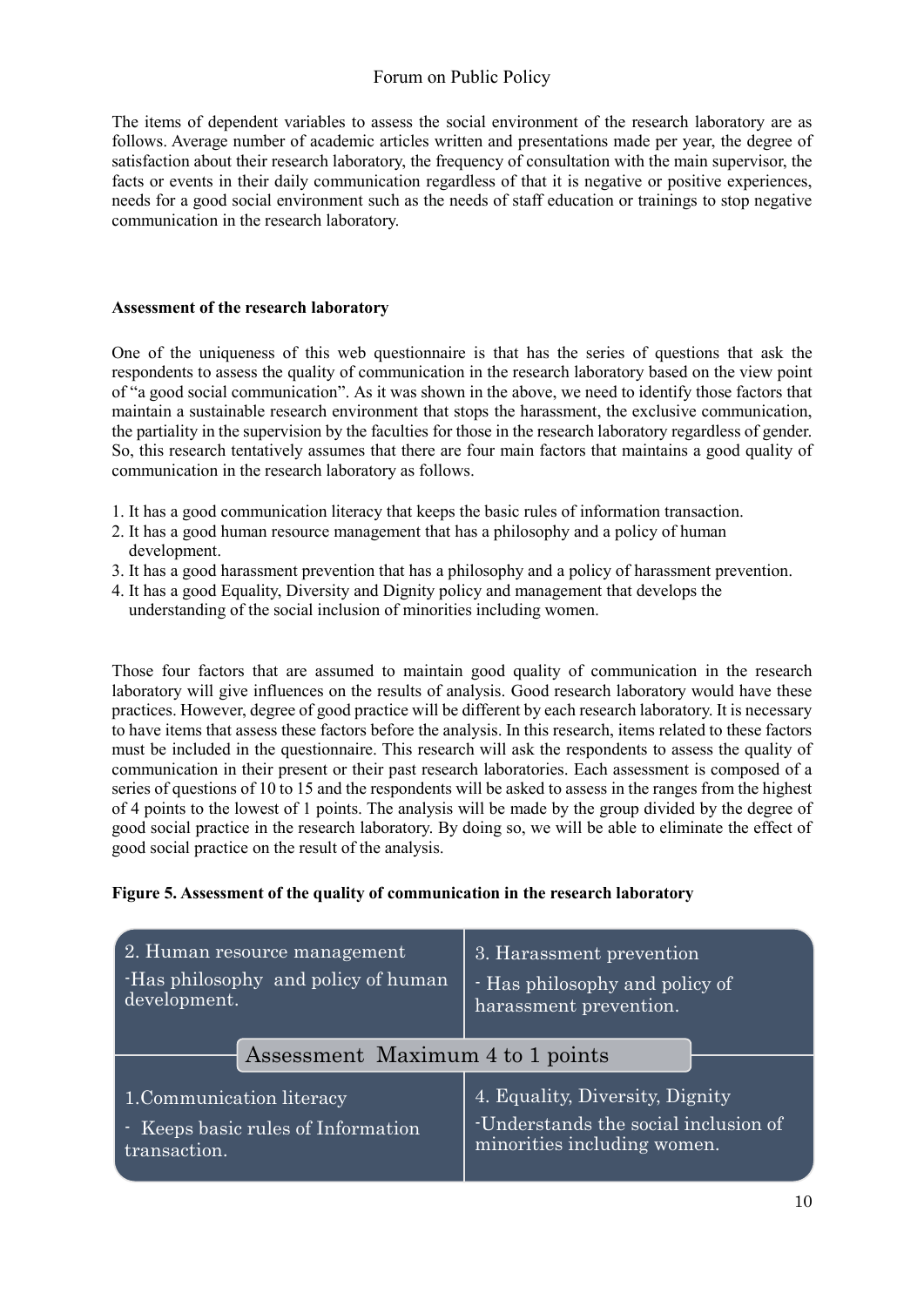The items of dependent variables to assess the social environment of the research laboratory are as follows. Average number of academic articles written and presentations made per year, the degree of satisfaction about their research laboratory, the frequency of consultation with the main supervisor, the facts or events in their daily communication regardless of that it is negative or positive experiences, needs for a good social environment such as the needs of staff education or trainings to stop negative communication in the research laboratory.

**Assessment of the research laboratory**

One of the uniqueness of this web questionnaire is that has the series of questions that ask the respondents to assess the quality of communication in the research laboratory based on the view point of "a good social communication". As it was shown in the above, we need to identify those factors that maintain a sustainable research environment that stops the harassment, the exclusive communication, the partiality in the supervision by the faculties for those in the research laboratory regardless of gender. So, this research tentatively assumes that there are four main factors that maintains a good quality of communication in the research laboratory as follows.

1. It has a good communication literacy that keeps the basic rules of information transaction.
2. It has a good human resource management that has a philosophy and a policy of human development.
3. It has a good harassment prevention that has a philosophy and a policy of harassment prevention.
4. It has a good Equality, Diversity and Dignity policy and management that develops the understanding of the social inclusion of minorities including women.

Those four factors that are assumed to maintain good quality of communication in the research laboratory will give influences on the results of analysis. Good research laboratory would have these practices. However, degree of good practice will be different by each research laboratory. It is necessary to have items that assess these factors before the analysis. In this research, items related to these factors must be included in the questionnaire. This research will ask the respondents to assess the quality of communication in their present or their past research laboratories. Each assessment is composed of a series of questions of 10 to 15 and the respondents will be asked to assess in the ranges from the highest of 4 points to the lowest of 1 points. The analysis will be made by the group divided by the degree of good social practice in the research laboratory. By doing so, we will be able to eliminate the effect of good social practice on the result of the analysis.

**Figure 5. Assessment of the quality of communication in the research laboratory**

| 2. Human resource management<br>-Has philosophy and policy of human development. | 3. Harassment prevention<br>- Has philosophy and policy of harassment prevention. |
|---|---|
| **Assessment Maximum 4 to 1 points** | |
| 1.Communication literacy<br>- Keeps basic rules of Information transaction. | 4. Equality, Diversity, Dignity<br>-Understands the social inclusion of minorities including women. |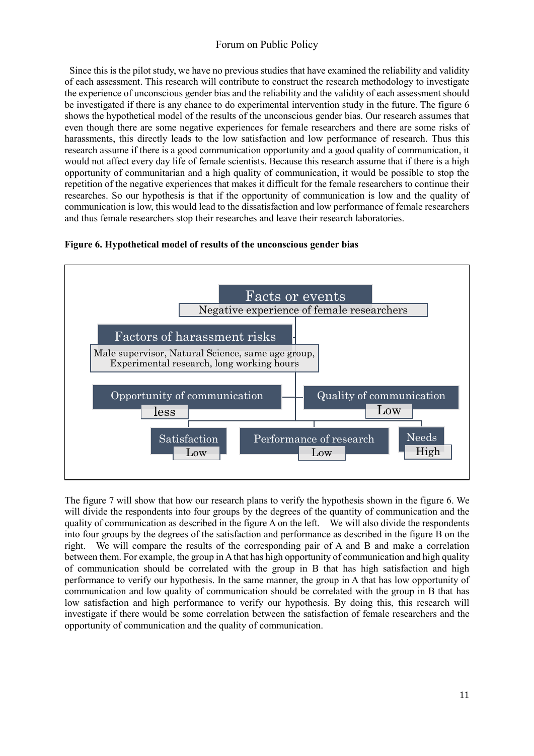Since this is the pilot study, we have no previous studies that have examined the reliability and validity of each assessment. This research will contribute to construct the research methodology to investigate the experience of unconscious gender bias and the reliability and the validity of each assessment should be investigated if there is any chance to do experimental intervention study in the future. The figure 6 shows the hypothetical model of the results of the unconscious gender bias. Our research assumes that even though there are some negative experiences for female researchers and there are some risks of harassments, this directly leads to the low satisfaction and low performance of research. Thus this research assume if there is a good communication opportunity and a good quality of communication, it would not affect every day life of female scientists. Because this research assume that if there is a high opportunity of communitarian and a high quality of communication, it would be possible to stop the repetition of the negative experiences that makes it difficult for the female researchers to continue their researches. So our hypothesis is that if the opportunity of communication is low and the quality of communication is low, this would lead to the dissatisfaction and low performance of female researchers and thus female researchers stop their researches and leave their research laboratories.

**Figure 6. Hypothetical model of results of the unconscious gender bias**

Facts or events
Negative experience of female researchers

Factors of harassment risks
Male supervisor, Natural Science, same age group, Experimental research, long working hours

Opportunity of communication
less

Quality of communication
Low

Satisfaction
Low

Performance of research
Low

Needs
High

The figure 7 will show that how our research plans to verify the hypothesis shown in the figure 6. We will divide the respondents into four groups by the degrees of the quantity of communication and the quality of communication as described in the figure A on the left. We will also divide the respondents into four groups by the degrees of the satisfaction and performance as described in the figure B on the right. We will compare the results of the corresponding pair of A and B and make a correlation between them. For example, the group in A that has high opportunity of communication and high quality of communication should be correlated with the group in B that has high satisfaction and high performance to verify our hypothesis. In the same manner, the group in A that has low opportunity of communication and low quality of communication should be correlated with the group in B that has low satisfaction and high performance to verify our hypothesis. By doing this, this research will investigate if there would be some correlation between the satisfaction of female researchers and the opportunity of communication and the quality of communication.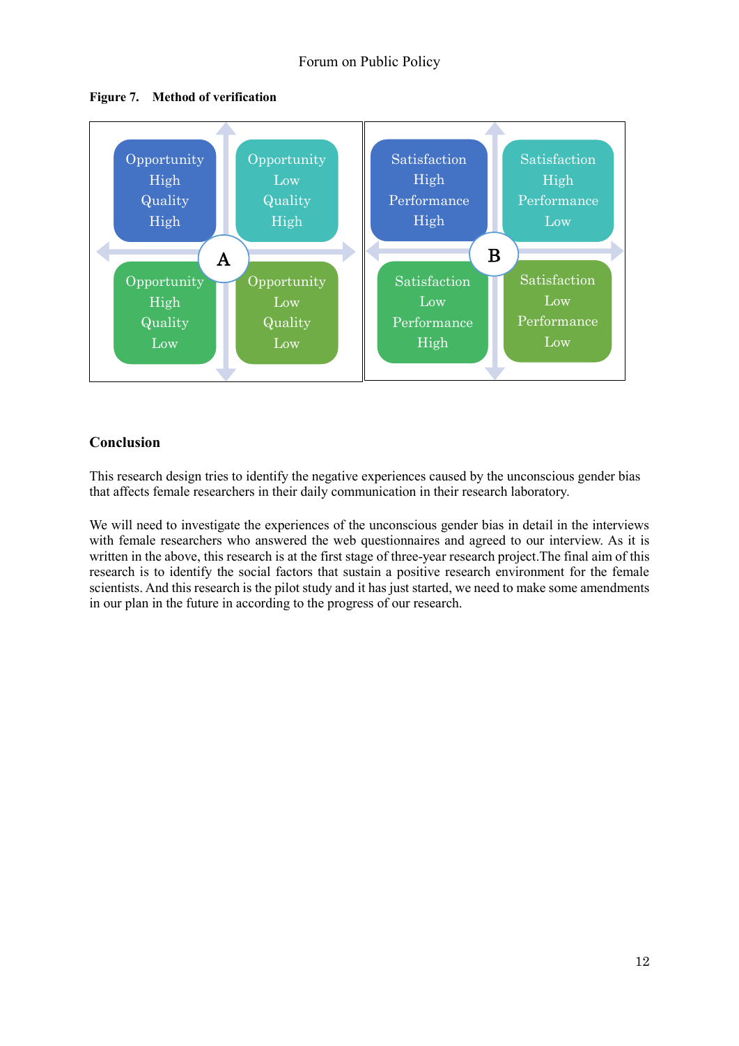**Figure 7. Method of verification**

**A**

| Opportunity High, Quality High | Opportunity Low, Quality High |
|---|---|
| Opportunity High, Quality Low | Opportunity Low, Quality Low |

**B**

| Satisfaction High, Performance High | Satisfaction High, Performance Low |
|---|---|
| Satisfaction Low, Performance High | Satisfaction Low, Performance Low |

## Conclusion

This research design tries to identify the negative experiences caused by the unconscious gender bias that affects female researchers in their daily communication in their research laboratory.

We will need to investigate the experiences of the unconscious gender bias in detail in the interviews with female researchers who answered the web questionnaires and agreed to our interview. As it is written in the above, this research is at the first stage of three-year research project.The final aim of this research is to identify the social factors that sustain a positive research environment for the female scientists. And this research is the pilot study and it has just started, we need to make some amendments in our plan in the future in according to the progress of our research.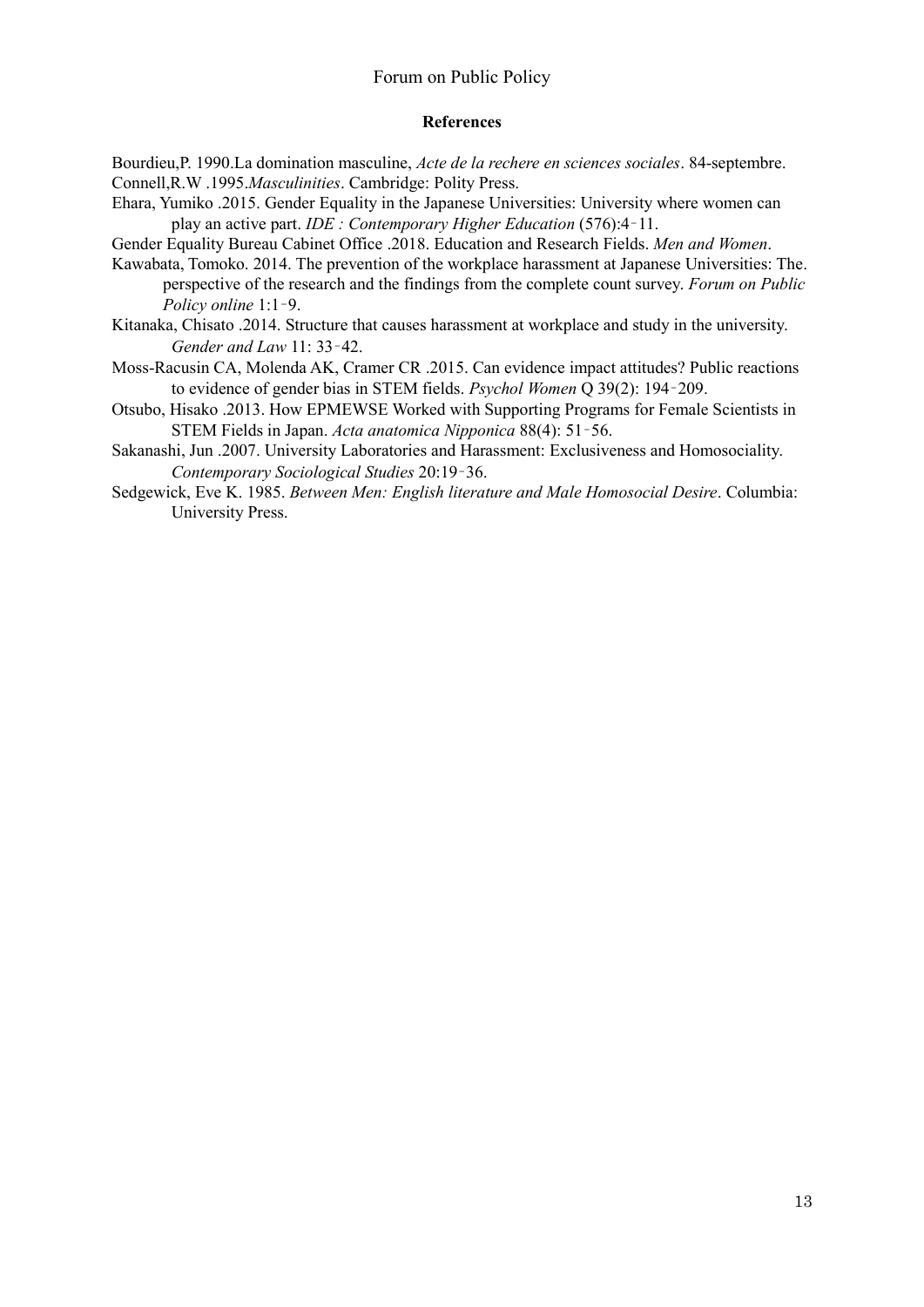**References**

Bourdieu,P. 1990.La domination masculine, *Acte de la rechere en sciences sociales*. 84-septembre.

Connell,R.W .1995.*Masculinities*. Cambridge: Polity Press.

Ehara, Yumiko .2015. Gender Equality in the Japanese Universities: University where women can play an active part. *IDE : Contemporary Higher Education* (576):4–11.

Gender Equality Bureau Cabinet Office .2018. Education and Research Fields. *Men and Women*.

Kawabata, Tomoko. 2014. The prevention of the workplace harassment at Japanese Universities: The. perspective of the research and the findings from the complete count survey. *Forum on Public Policy online* 1:1–9.

Kitanaka, Chisato .2014. Structure that causes harassment at workplace and study in the university. *Gender and Law* 11: 33–42.

Moss-Racusin CA, Molenda AK, Cramer CR .2015. Can evidence impact attitudes? Public reactions to evidence of gender bias in STEM fields. *Psychol Women* Q 39(2): 194–209.

Otsubo, Hisako .2013. How EPMEWSE Worked with Supporting Programs for Female Scientists in STEM Fields in Japan. *Acta anatomica Nipponica* 88(4): 51–56.

Sakanashi, Jun .2007. University Laboratories and Harassment: Exclusiveness and Homosociality. *Contemporary Sociological Studies* 20:19–36.

Sedgewick, Eve K. 1985. *Between Men: English literature and Male Homosocial Desire*. Columbia: University Press.